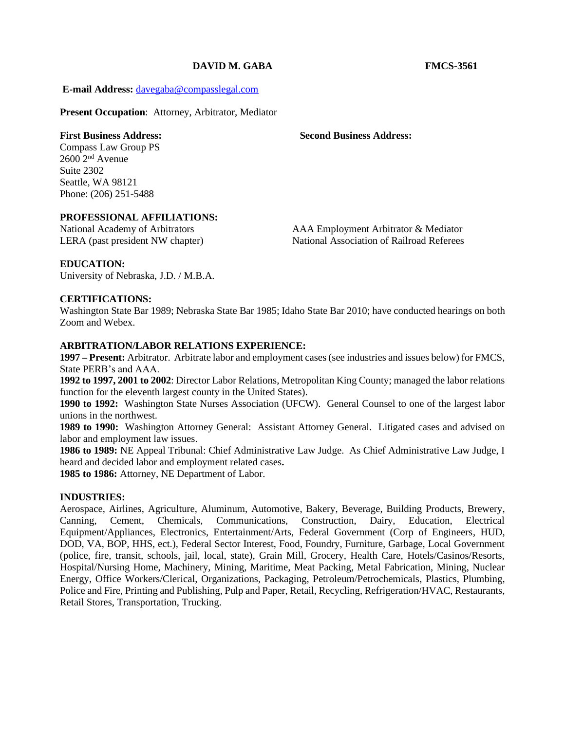**DAVID M. GABA** **FMCS-3561**

**E-mail Address:** davegaba@compasslegal.com

**Present Occupation**: Attorney, Arbitrator, Mediator

**First Business Address:**
Compass Law Group PS
2600 2nd Avenue
Suite 2302
Seattle, WA 98121
Phone: (206) 251-5488

**Second Business Address:**

**PROFESSIONAL AFFILIATIONS:**

National Academy of Arbitrators
LERA (past president NW chapter)
AAA Employment Arbitrator & Mediator
National Association of Railroad Referees

**EDUCATION:**

University of Nebraska, J.D. / M.B.A.

**CERTIFICATIONS:**

Washington State Bar 1989; Nebraska State Bar 1985; Idaho State Bar 2010; have conducted hearings on both Zoom and Webex.

**ARBITRATION/LABOR RELATIONS EXPERIENCE:**

**1997 – Present:** Arbitrator. Arbitrate labor and employment cases (see industries and issues below) for FMCS, State PERB's and AAA.

**1992 to 1997, 2001 to 2002**: Director Labor Relations, Metropolitan King County; managed the labor relations function for the eleventh largest county in the United States).

**1990 to 1992:** Washington State Nurses Association (UFCW). General Counsel to one of the largest labor unions in the northwest.

**1989 to 1990:** Washington Attorney General: Assistant Attorney General. Litigated cases and advised on labor and employment law issues.

**1986 to 1989:** NE Appeal Tribunal: Chief Administrative Law Judge. As Chief Administrative Law Judge, I heard and decided labor and employment related cases**.**

**1985 to 1986:** Attorney, NE Department of Labor.

**INDUSTRIES:**

Aerospace, Airlines, Agriculture, Aluminum, Automotive, Bakery, Beverage, Building Products, Brewery, Canning, Cement, Chemicals, Communications, Construction, Dairy, Education, Electrical Equipment/Appliances, Electronics, Entertainment/Arts, Federal Government (Corp of Engineers, HUD, DOD, VA, BOP, HHS, ect.), Federal Sector Interest, Food, Foundry, Furniture, Garbage, Local Government (police, fire, transit, schools, jail, local, state), Grain Mill, Grocery, Health Care, Hotels/Casinos/Resorts, Hospital/Nursing Home, Machinery, Mining, Maritime, Meat Packing, Metal Fabrication, Mining, Nuclear Energy, Office Workers/Clerical, Organizations, Packaging, Petroleum/Petrochemicals, Plastics, Plumbing, Police and Fire, Printing and Publishing, Pulp and Paper, Retail, Recycling, Refrigeration/HVAC, Restaurants, Retail Stores, Transportation, Trucking.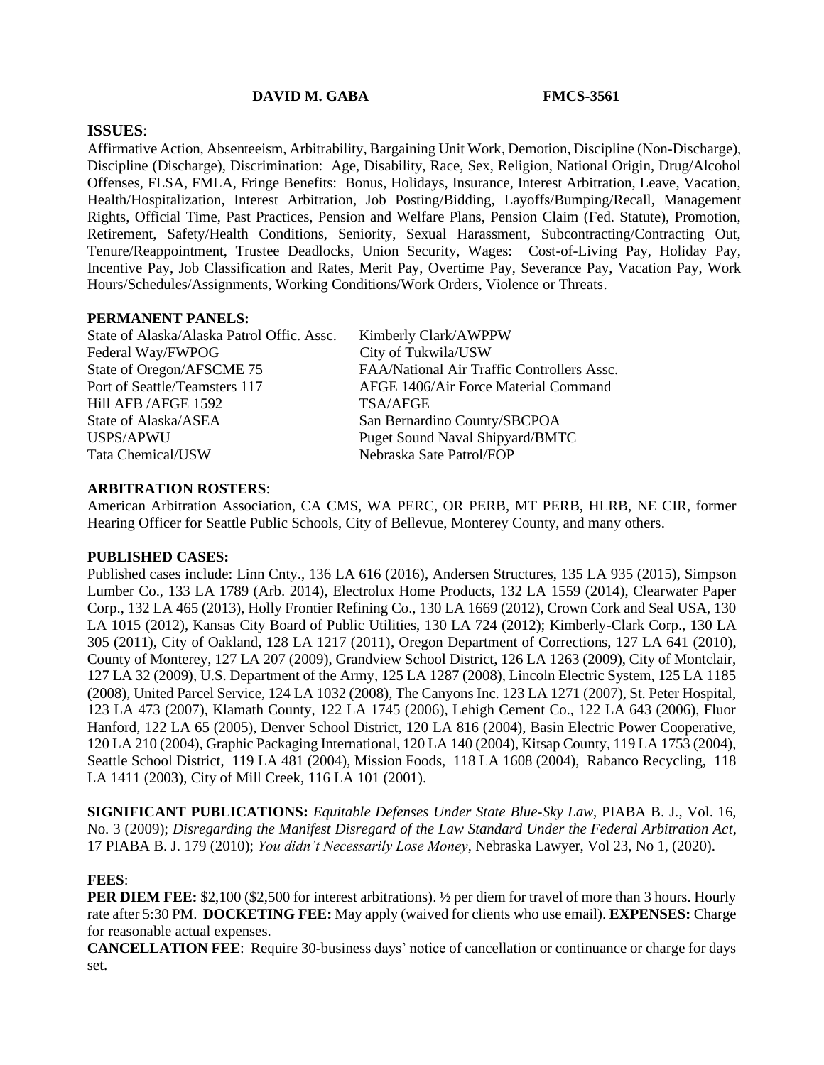**DAVID M. GABA** **FMCS-3561**

**ISSUES**:

Affirmative Action, Absenteeism, Arbitrability, Bargaining Unit Work, Demotion, Discipline (Non-Discharge), Discipline (Discharge), Discrimination: Age, Disability, Race, Sex, Religion, National Origin, Drug/Alcohol Offenses, FLSA, FMLA, Fringe Benefits: Bonus, Holidays, Insurance, Interest Arbitration, Leave, Vacation, Health/Hospitalization, Interest Arbitration, Job Posting/Bidding, Layoffs/Bumping/Recall, Management Rights, Official Time, Past Practices, Pension and Welfare Plans, Pension Claim (Fed. Statute), Promotion, Retirement, Safety/Health Conditions, Seniority, Sexual Harassment, Subcontracting/Contracting Out, Tenure/Reappointment, Trustee Deadlocks, Union Security, Wages: Cost-of-Living Pay, Holiday Pay, Incentive Pay, Job Classification and Rates, Merit Pay, Overtime Pay, Severance Pay, Vacation Pay, Work Hours/Schedules/Assignments, Working Conditions/Work Orders, Violence or Threats.

**PERMANENT PANELS:**

| | |
|---|---|
| State of Alaska/Alaska Patrol Offic. Assc. | Kimberly Clark/AWPPW |
| Federal Way/FWPOG | City of Tukwila/USW |
| State of Oregon/AFSCME 75 | FAA/National Air Traffic Controllers Assc. |
| Port of Seattle/Teamsters 117 | AFGE 1406/Air Force Material Command |
| Hill AFB /AFGE 1592 | TSA/AFGE |
| State of Alaska/ASEA | San Bernardino County/SBCPOA |
| USPS/APWU | Puget Sound Naval Shipyard/BMTC |
| Tata Chemical/USW | Nebraska Sate Patrol/FOP |

**ARBITRATION ROSTERS**:

American Arbitration Association, CA CMS, WA PERC, OR PERB, MT PERB, HLRB, NE CIR, former Hearing Officer for Seattle Public Schools, City of Bellevue, Monterey County, and many others.

**PUBLISHED CASES:**

Published cases include: Linn Cnty., 136 LA 616 (2016), Andersen Structures, 135 LA 935 (2015), Simpson Lumber Co., 133 LA 1789 (Arb. 2014), Electrolux Home Products, 132 LA 1559 (2014), Clearwater Paper Corp., 132 LA 465 (2013), Holly Frontier Refining Co., 130 LA 1669 (2012), Crown Cork and Seal USA, 130 LA 1015 (2012), Kansas City Board of Public Utilities, 130 LA 724 (2012); Kimberly-Clark Corp., 130 LA 305 (2011), City of Oakland, 128 LA 1217 (2011), Oregon Department of Corrections, 127 LA 641 (2010), County of Monterey, 127 LA 207 (2009), Grandview School District, 126 LA 1263 (2009), City of Montclair, 127 LA 32 (2009), U.S. Department of the Army, 125 LA 1287 (2008), Lincoln Electric System, 125 LA 1185 (2008), United Parcel Service, 124 LA 1032 (2008), The Canyons Inc. 123 LA 1271 (2007), St. Peter Hospital, 123 LA 473 (2007), Klamath County, 122 LA 1745 (2006), Lehigh Cement Co., 122 LA 643 (2006), Fluor Hanford, 122 LA 65 (2005), Denver School District, 120 LA 816 (2004), Basin Electric Power Cooperative, 120 LA 210 (2004), Graphic Packaging International, 120 LA 140 (2004), Kitsap County, 119 LA 1753 (2004), Seattle School District, 119 LA 481 (2004), Mission Foods, 118 LA 1608 (2004), Rabanco Recycling, 118 LA 1411 (2003), City of Mill Creek, 116 LA 101 (2001).

**SIGNIFICANT PUBLICATIONS:** *Equitable Defenses Under State Blue-Sky Law*, PIABA B. J., Vol. 16, No. 3 (2009); *Disregarding the Manifest Disregard of the Law Standard Under the Federal Arbitration Act*, 17 PIABA B. J. 179 (2010); *You didn't Necessarily Lose Money*, Nebraska Lawyer, Vol 23, No 1, (2020).

**FEES**:

**PER DIEM FEE:** $2,100 ($2,500 for interest arbitrations). ½ per diem for travel of more than 3 hours. Hourly rate after 5:30 PM. **DOCKETING FEE:** May apply (waived for clients who use email). **EXPENSES:** Charge for reasonable actual expenses.

**CANCELLATION FEE**: Require 30-business days' notice of cancellation or continuance or charge for days set.